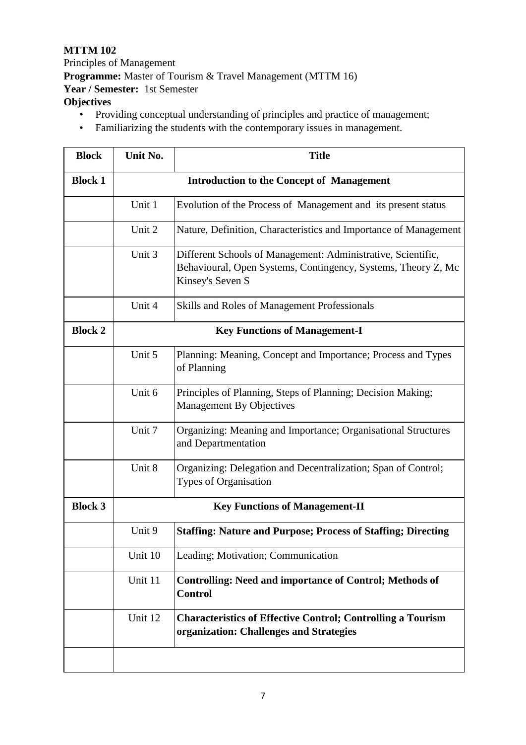**MTTM 102**

Principles of Management

**Programme:** Master of Tourism & Travel Management (MTTM 16)

**Year / Semester:** 1st Semester

**Objectives**

- Providing conceptual understanding of principles and practice of management;
- Familiarizing the students with the contemporary issues in management.

| Block | Unit No. | Title |
|---|---|---|
| **Block 1** | **Introduction to the Concept of Management** | |
| | Unit 1 | Evolution of the Process of Management and its present status |
| | Unit 2 | Nature, Definition, Characteristics and Importance of Management |
| | Unit 3 | Different Schools of Management: Administrative, Scientific, Behavioural, Open Systems, Contingency, Systems, Theory Z, Mc Kinsey's Seven S |
| | Unit 4 | Skills and Roles of Management Professionals |
| **Block 2** | **Key Functions of Management-I** | |
| | Unit 5 | Planning: Meaning, Concept and Importance; Process and Types of Planning |
| | Unit 6 | Principles of Planning, Steps of Planning; Decision Making; Management By Objectives |
| | Unit 7 | Organizing: Meaning and Importance; Organisational Structures and Departmentation |
| | Unit 8 | Organizing: Delegation and Decentralization; Span of Control; Types of Organisation |
| **Block 3** | **Key Functions of Management-II** | |
| | Unit 9 | **Staffing: Nature and Purpose; Process of Staffing; Directing** |
| | Unit 10 | Leading; Motivation; Communication |
| | Unit 11 | **Controlling: Need and importance of Control; Methods of Control** |
| | Unit 12 | **Characteristics of Effective Control; Controlling a Tourism organization: Challenges and Strategies** |
| | | |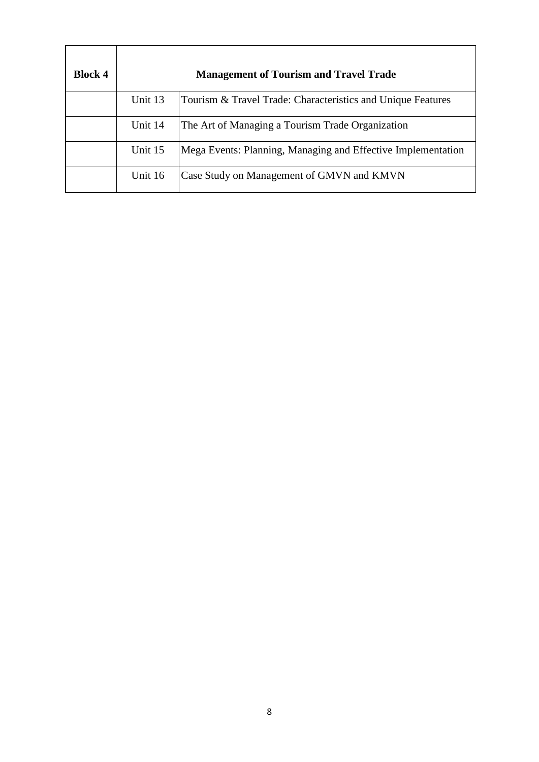| Block 4 | Management of Tourism and Travel Trade | |
|---|---|---|
| | Unit 13 | Tourism & Travel Trade: Characteristics and Unique Features |
| | Unit 14 | The Art of Managing a Tourism Trade Organization |
| | Unit 15 | Mega Events: Planning, Managing and Effective Implementation |
| | Unit 16 | Case Study on Management of GMVN and KMVN |